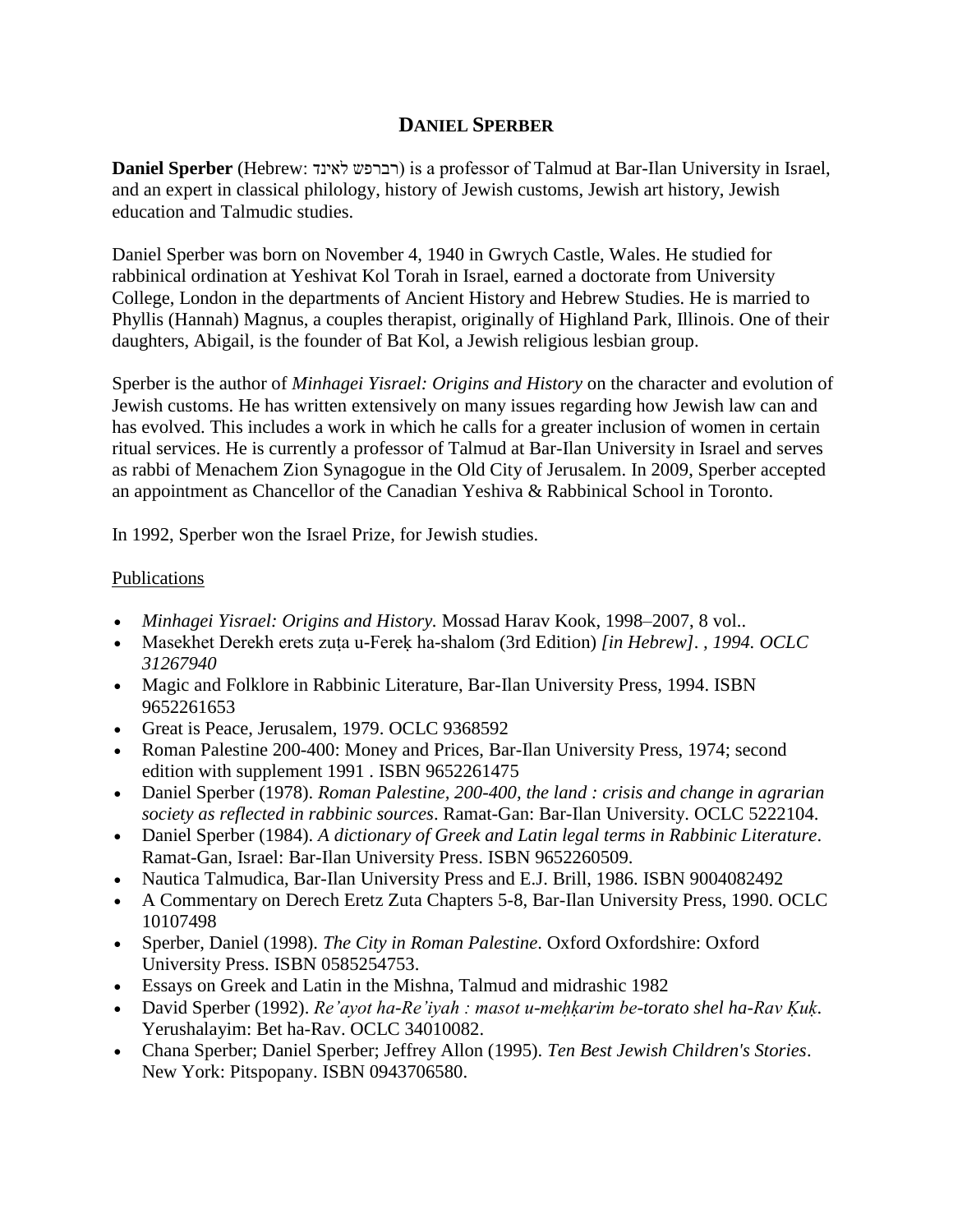# DANIEL SPERBER

**Daniel Sperber** (Hebrew: דניאל שפרבר) is a professor of Talmud at Bar-Ilan University in Israel, and an expert in classical philology, history of Jewish customs, Jewish art history, Jewish education and Talmudic studies.

Daniel Sperber was born on November 4, 1940 in Gwrych Castle, Wales. He studied for rabbinical ordination at Yeshivat Kol Torah in Israel, earned a doctorate from University College, London in the departments of Ancient History and Hebrew Studies. He is married to Phyllis (Hannah) Magnus, a couples therapist, originally of Highland Park, Illinois. One of their daughters, Abigail, is the founder of Bat Kol, a Jewish religious lesbian group.

Sperber is the author of *Minhagei Yisrael: Origins and History* on the character and evolution of Jewish customs. He has written extensively on many issues regarding how Jewish law can and has evolved. This includes a work in which he calls for a greater inclusion of women in certain ritual services. He is currently a professor of Talmud at Bar-Ilan University in Israel and serves as rabbi of Menachem Zion Synagogue in the Old City of Jerusalem. In 2009, Sperber accepted an appointment as Chancellor of the Canadian Yeshiva & Rabbinical School in Toronto.

In 1992, Sperber won the Israel Prize, for Jewish studies.

## Publications

- *Minhagei Yisrael: Origins and History.* Mossad Harav Kook, 1998–2007, 8 vol..
- Masekhet Derekh erets zuṭa u-Fereḳ ha-shalom (3rd Edition) *[in Hebrew]. , 1994. OCLC 31267940*
- Magic and Folklore in Rabbinic Literature, Bar-Ilan University Press, 1994. ISBN 9652261653
- Great is Peace, Jerusalem, 1979. OCLC 9368592
- Roman Palestine 200-400: Money and Prices, Bar-Ilan University Press, 1974; second edition with supplement 1991 . ISBN 9652261475
- Daniel Sperber (1978). *Roman Palestine, 200-400, the land : crisis and change in agrarian society as reflected in rabbinic sources*. Ramat-Gan: Bar-Ilan University. OCLC 5222104.
- Daniel Sperber (1984). *A dictionary of Greek and Latin legal terms in Rabbinic Literature*. Ramat-Gan, Israel: Bar-Ilan University Press. ISBN 9652260509.
- Nautica Talmudica, Bar-Ilan University Press and E.J. Brill, 1986. ISBN 9004082492
- A Commentary on Derech Eretz Zuta Chapters 5-8, Bar-Ilan University Press, 1990. OCLC 10107498
- Sperber, Daniel (1998). *The City in Roman Palestine*. Oxford Oxfordshire: Oxford University Press. ISBN 0585254753.
- Essays on Greek and Latin in the Mishna, Talmud and midrashic 1982
- David Sperber (1992). *Re'ayot ha-Re'iyah : masot u-meḥḳarim be-torato shel ha-Rav Ḳuḳ*. Yerushalayim: Bet ha-Rav. OCLC 34010082.
- Chana Sperber; Daniel Sperber; Jeffrey Allon (1995). *Ten Best Jewish Children's Stories*. New York: Pitspopany. ISBN 0943706580.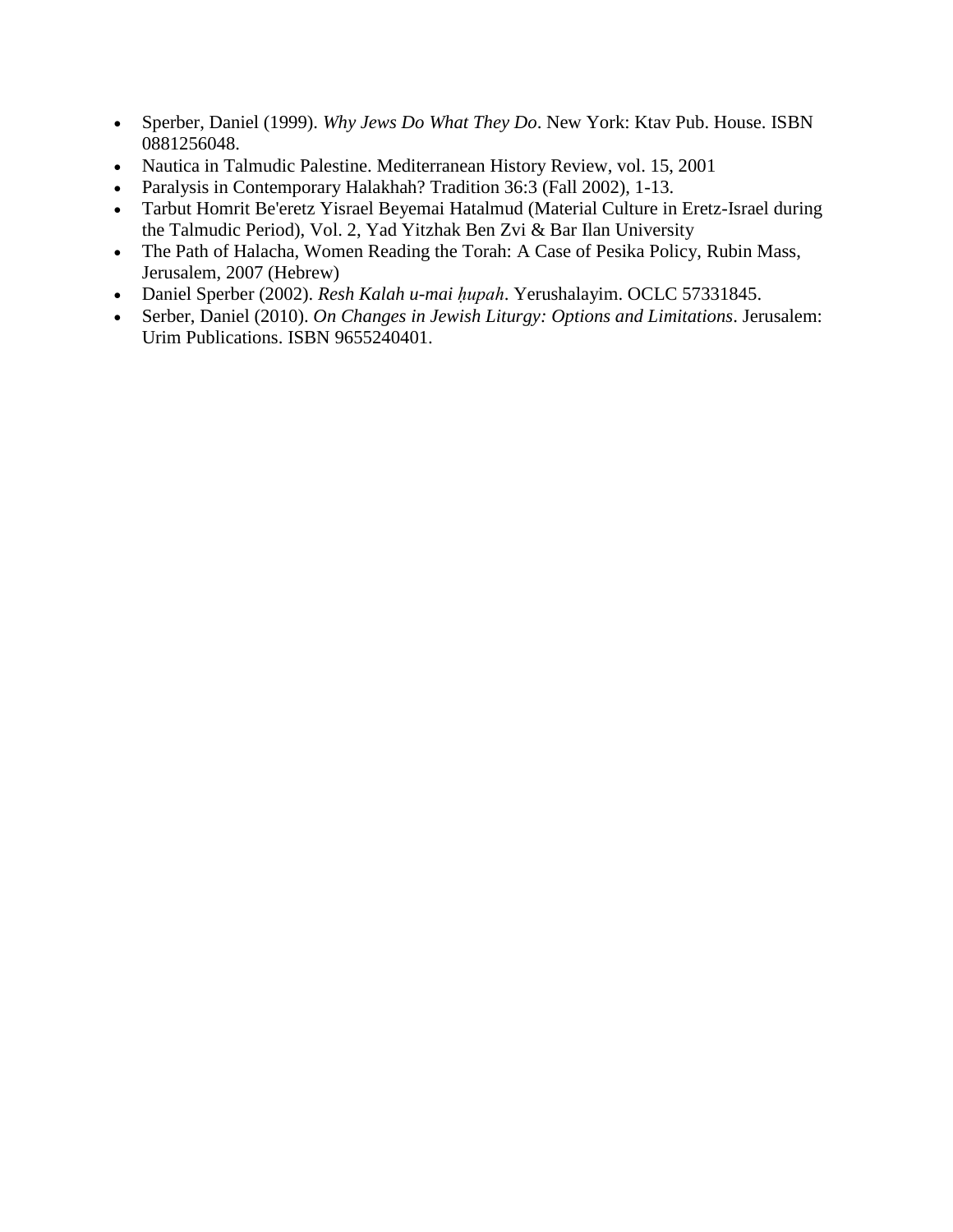- Sperber, Daniel (1999). *Why Jews Do What They Do*. New York: Ktav Pub. House. ISBN 0881256048.
- Nautica in Talmudic Palestine. Mediterranean History Review, vol. 15, 2001
- Paralysis in Contemporary Halakhah? Tradition 36:3 (Fall 2002), 1-13.
- Tarbut Homrit Be'eretz Yisrael Beyemai Hatalmud (Material Culture in Eretz-Israel during the Talmudic Period), Vol. 2, Yad Yitzhak Ben Zvi & Bar Ilan University
- The Path of Halacha, Women Reading the Torah: A Case of Pesika Policy, Rubin Mass, Jerusalem, 2007 (Hebrew)
- Daniel Sperber (2002). *Resh Kalah u-mai ḥupah*. Yerushalayim. OCLC 57331845.
- Serber, Daniel (2010). *On Changes in Jewish Liturgy: Options and Limitations*. Jerusalem: Urim Publications. ISBN 9655240401.